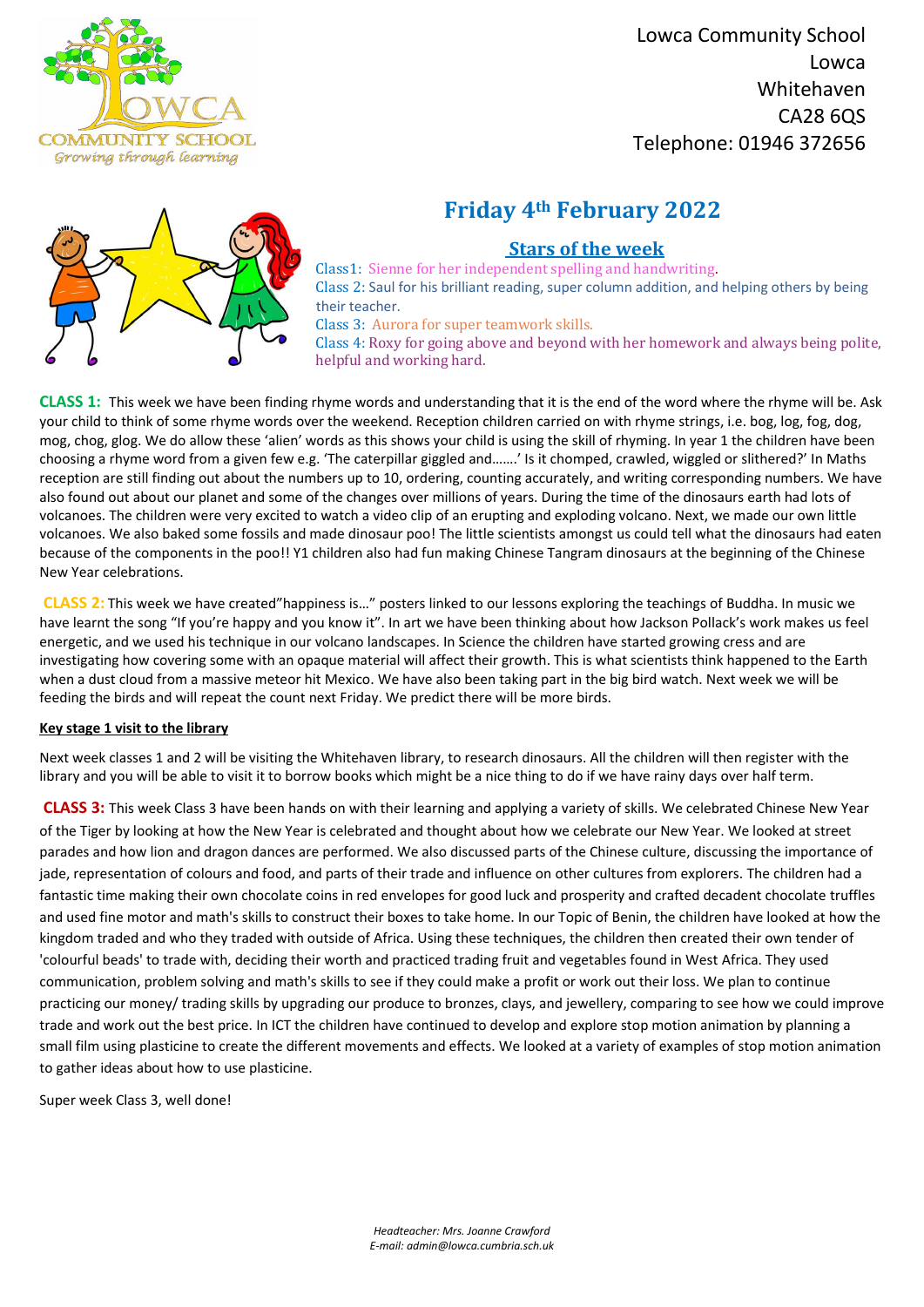Lowca Community School
Lowca
Whitehaven
CA28 6QS
Telephone: 01946 372656

# Friday 4th February 2022

## Stars of the week

Class1: Sienne for her independent spelling and handwriting.
Class 2: Saul for his brilliant reading, super column addition, and helping others by being their teacher.
Class 3: Aurora for super teamwork skills.
Class 4: Roxy for going above and beyond with her homework and always being polite, helpful and working hard.

**CLASS 1:** This week we have been finding rhyme words and understanding that it is the end of the word where the rhyme will be. Ask your child to think of some rhyme words over the weekend. Reception children carried on with rhyme strings, i.e. bog, log, fog, dog, mog, chog, glog. We do allow these 'alien' words as this shows your child is using the skill of rhyming. In year 1 the children have been choosing a rhyme word from a given few e.g. 'The caterpillar giggled and…….' Is it chomped, crawled, wiggled or slithered?' In Maths reception are still finding out about the numbers up to 10, ordering, counting accurately, and writing corresponding numbers. We have also found out about our planet and some of the changes over millions of years. During the time of the dinosaurs earth had lots of volcanoes. The children were very excited to watch a video clip of an erupting and exploding volcano. Next, we made our own little volcanoes. We also baked some fossils and made dinosaur poo! The little scientists amongst us could tell what the dinosaurs had eaten because of the components in the poo!! Y1 children also had fun making Chinese Tangram dinosaurs at the beginning of the Chinese New Year celebrations.

**CLASS 2:** This week we have created"happiness is…" posters linked to our lessons exploring the teachings of Buddha. In music we have learnt the song "If you're happy and you know it". In art we have been thinking about how Jackson Pollack's work makes us feel energetic, and we used his technique in our volcano landscapes. In Science the children have started growing cress and are investigating how covering some with an opaque material will affect their growth. This is what scientists think happened to the Earth when a dust cloud from a massive meteor hit Mexico. We have also been taking part in the big bird watch. Next week we will be feeding the birds and will repeat the count next Friday. We predict there will be more birds.

**Key stage 1 visit to the library**

Next week classes 1 and 2 will be visiting the Whitehaven library, to research dinosaurs. All the children will then register with the library and you will be able to visit it to borrow books which might be a nice thing to do if we have rainy days over half term.

**CLASS 3:** This week Class 3 have been hands on with their learning and applying a variety of skills. We celebrated Chinese New Year of the Tiger by looking at how the New Year is celebrated and thought about how we celebrate our New Year. We looked at street parades and how lion and dragon dances are performed. We also discussed parts of the Chinese culture, discussing the importance of jade, representation of colours and food, and parts of their trade and influence on other cultures from explorers. The children had a fantastic time making their own chocolate coins in red envelopes for good luck and prosperity and crafted decadent chocolate truffles and used fine motor and math's skills to construct their boxes to take home. In our Topic of Benin, the children have looked at how the kingdom traded and who they traded with outside of Africa. Using these techniques, the children then created their own tender of 'colourful beads' to trade with, deciding their worth and practiced trading fruit and vegetables found in West Africa. They used communication, problem solving and math's skills to see if they could make a profit or work out their loss. We plan to continue practicing our money/ trading skills by upgrading our produce to bronzes, clays, and jewellery, comparing to see how we could improve trade and work out the best price. In ICT the children have continued to develop and explore stop motion animation by planning a small film using plasticine to create the different movements and effects. We looked at a variety of examples of stop motion animation to gather ideas about how to use plasticine.

Super week Class 3, well done!

*Headteacher: Mrs. Joanne Crawford*
*E-mail: admin@lowca.cumbria.sch.uk*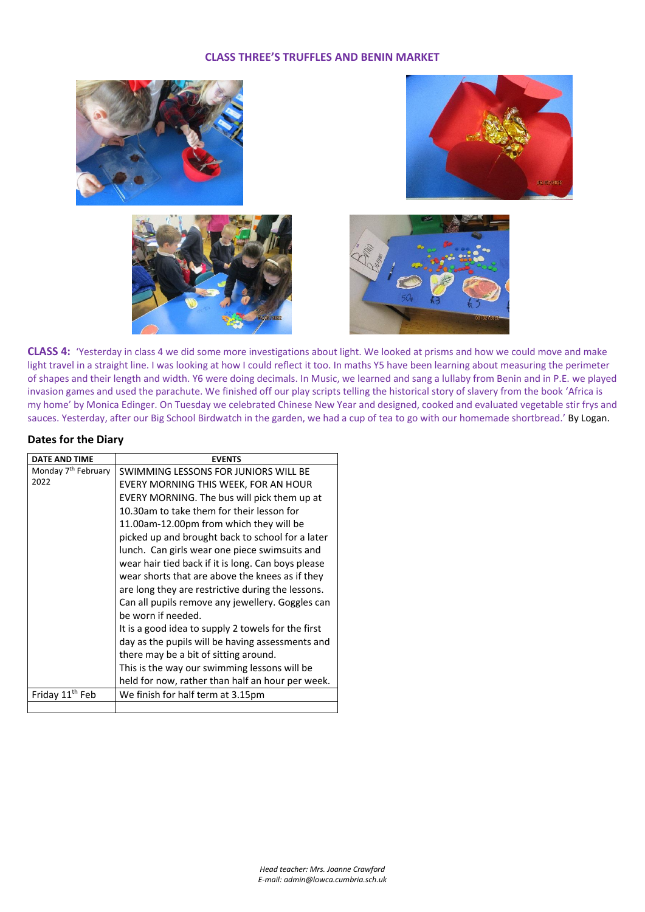## CLASS THREE'S TRUFFLES AND BENIN MARKET

**CLASS 4:** 'Yesterday in class 4 we did some more investigations about light. We looked at prisms and how we could move and make light travel in a straight line. I was looking at how I could reflect it too. In maths Y5 have been learning about measuring the perimeter of shapes and their length and width. Y6 were doing decimals. In Music, we learned and sang a lullaby from Benin and in P.E. we played invasion games and used the parachute. We finished off our play scripts telling the historical story of slavery from the book 'Africa is my home' by Monica Edinger. On Tuesday we celebrated Chinese New Year and designed, cooked and evaluated vegetable stir frys and sauces. Yesterday, after our Big School Birdwatch in the garden, we had a cup of tea to go with our homemade shortbread.' By Logan.

### Dates for the Diary

| DATE AND TIME | EVENTS |
|---|---|
| Monday 7th February 2022 | SWIMMING LESSONS FOR JUNIORS WILL BE EVERY MORNING THIS WEEK, FOR AN HOUR EVERY MORNING. The bus will pick them up at 10.30am to take them for their lesson for 11.00am-12.00pm from which they will be picked up and brought back to school for a later lunch. Can girls wear one piece swimsuits and wear hair tied back if it is long. Can boys please wear shorts that are above the knees as if they are long they are restrictive during the lessons. Can all pupils remove any jewellery. Goggles can be worn if needed. It is a good idea to supply 2 towels for the first day as the pupils will be having assessments and there may be a bit of sitting around. This is the way our swimming lessons will be held for now, rather than half an hour per week. |
| Friday 11th Feb | We finish for half term at 3.15pm |
| | |

*Head teacher: Mrs. Joanne Crawford*
*E-mail: admin@lowca.cumbria.sch.uk*